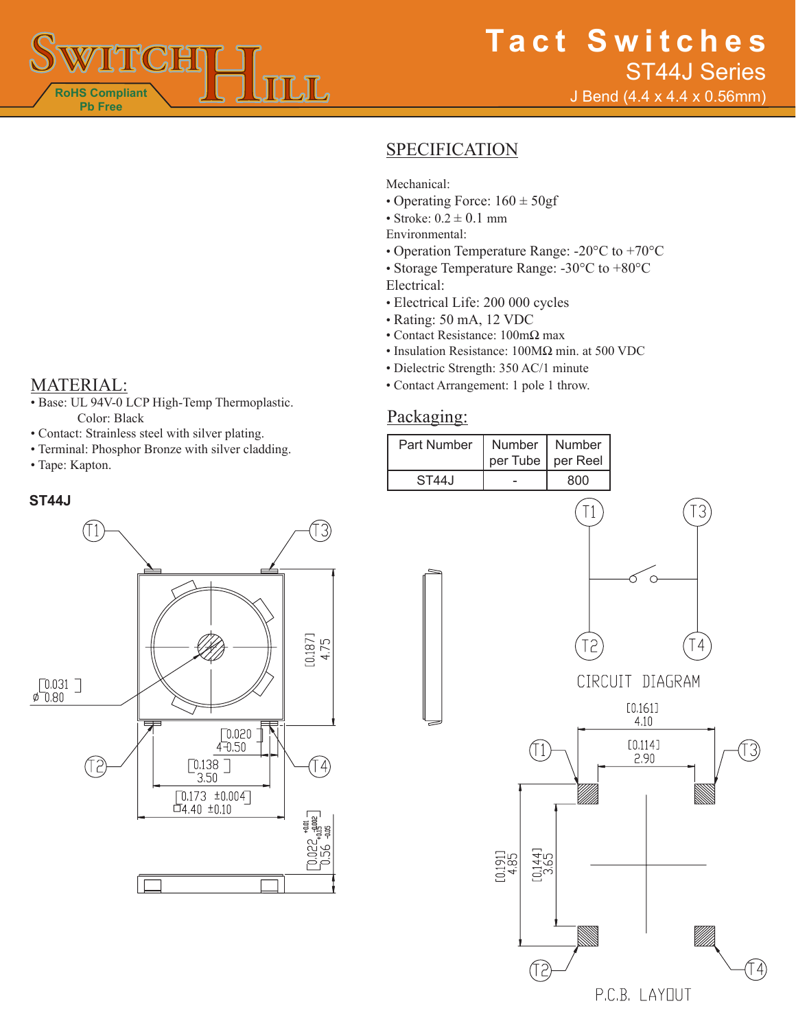# Tact Switches

## ST44J Series

J Bend (4.4 x 4.4 x 0.56mm)

RoHS Compliant
Pb Free

## SPECIFICATION

Mechanical:
- Operating Force: 160 ± 50gf
- Stroke: 0.2 ± 0.1 mm

Environmental:
- Operation Temperature Range: -20°C to +70°C
- Storage Temperature Range: -30°C to +80°C

Electrical:
- Electrical Life: 200 000 cycles
- Rating: 50 mA, 12 VDC
- Contact Resistance: 100mΩ max
- Insulation Resistance: 100MΩ min. at 500 VDC
- Dielectric Strength: 350 AC/1 minute
- Contact Arrangement: 1 pole 1 throw.

## MATERIAL:

- Base: UL 94V-0 LCP High-Temp Thermoplastic. Color: Black
- Contact: Strainless steel with silver plating.
- Terminal: Phosphor Bronze with silver cladding.
- Tape: Kapton.

## Packaging:

| Part Number | Number per Tube | Number per Reel |
|---|---|---|
| ST44J | - | 800 |

**ST44J**

T1 T3 T2 T4

[0.187] 4.75

[0.031] ø 0.80

[0.020] 4-0.50

[0.138] 3.50

[0.173 ±0.004] □4.40 ±0.10

[0.022 +0.01 -0.002] 0.56 +0.15 -0.05

CIRCUIT DIAGRAM

[0.161] 4.10

[0.114] 2.90

[0.191] 4.85

[0.144] 3.65

P.C.B. LAYOUT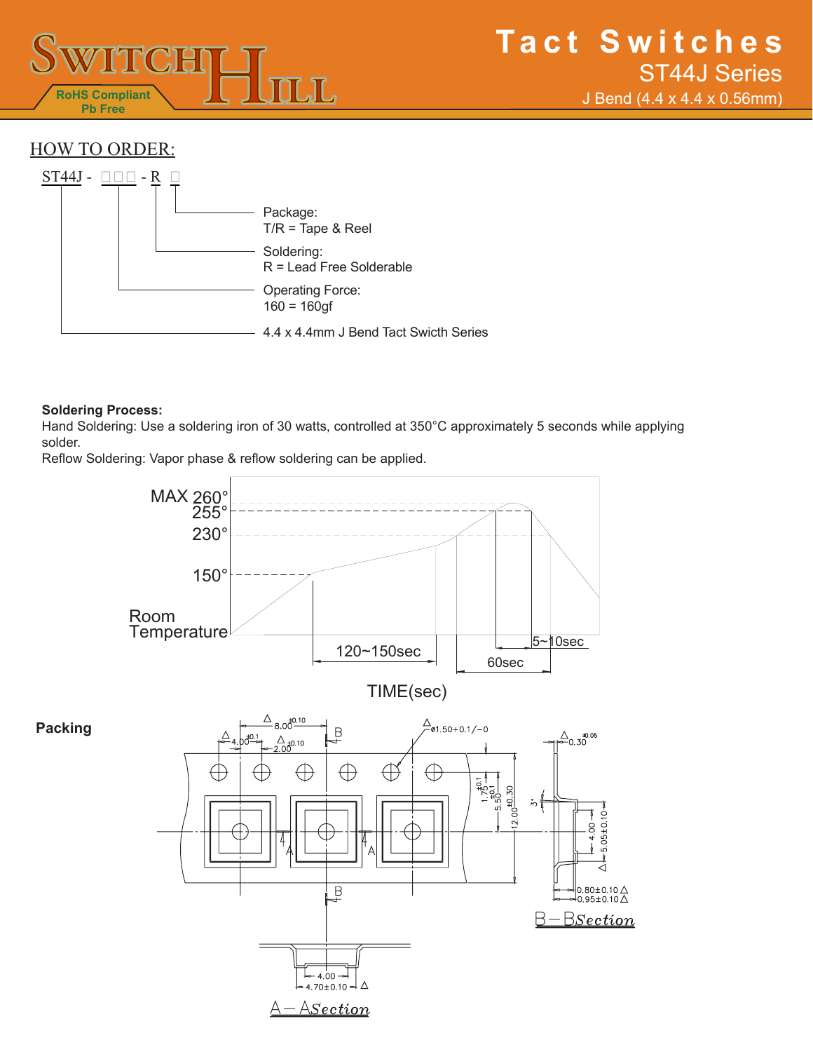# Tact Switches

## ST44J Series

J Bend (4.4 x 4.4 x 0.56mm)

RoHS Compliant
Pb Free

## HOW TO ORDER:

ST44J - □□□ - R □

- Package: T/R = Tape & Reel
- Soldering: R = Lead Free Solderable
- Operating Force: 160 = 160gf
- 4.4 x 4.4mm J Bend Tact Swicth Series

**Soldering Process:**

Hand Soldering: Use a soldering iron of 30 watts, controlled at 350°C approximately 5 seconds while applying solder.

Reflow Soldering: Vapor phase & reflow soldering can be applied.

MAX 260°
255°
230°
150°
Room Temperature
120~150sec
60sec
5~10sec
TIME(sec)

**Packing**

8.00 ±0.10
4.00 ±0.1
2.00 ±0.10
ø1.50+0.1/−0
0.30 ±0.05
1.75 ±0.1
5.50 ±0.1
12.00 ±0.30
3°
4.00
5.05±0.10
0.80±0.10
0.95±0.10
B−B Section
4.00
4.70±0.10
A−A Section